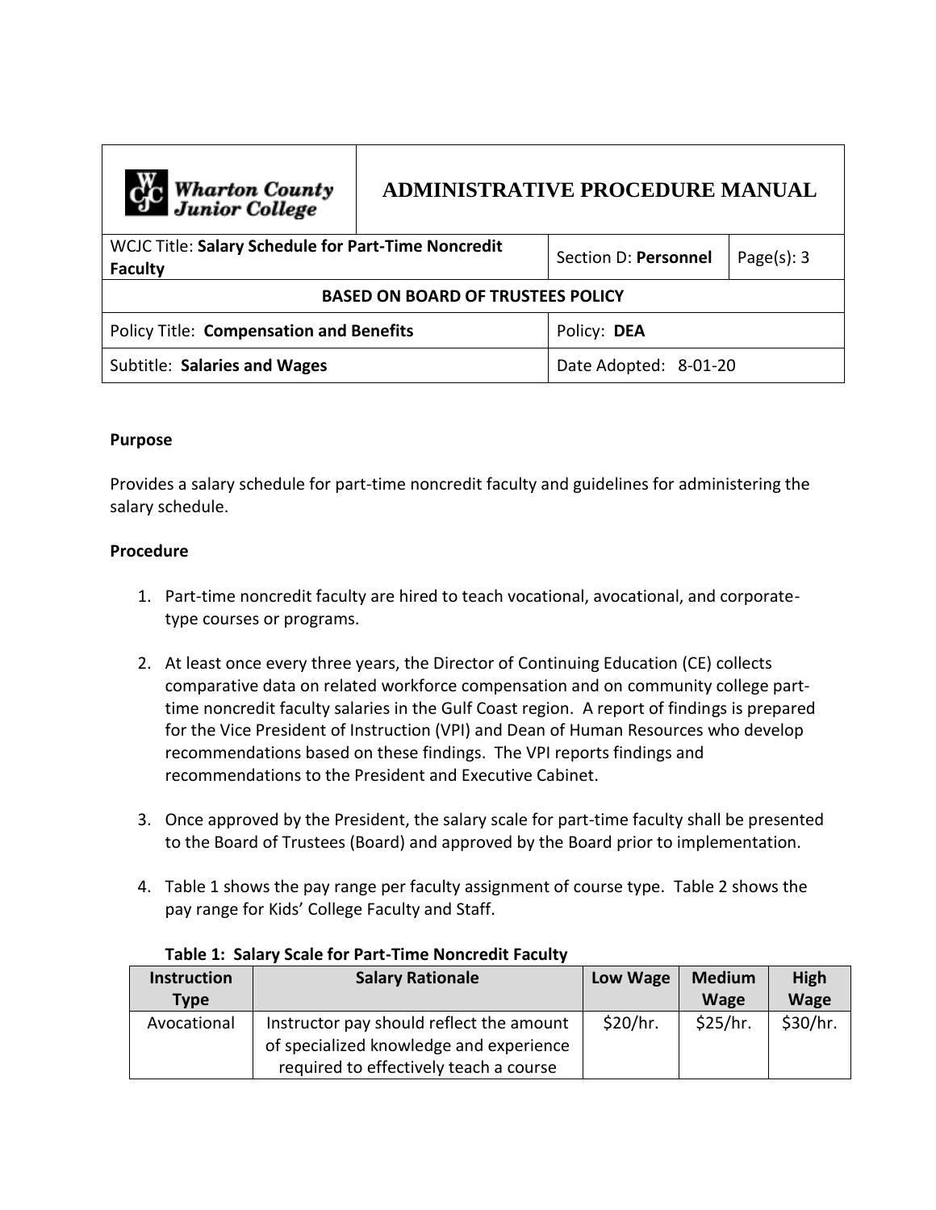| Wharton County Junior College | ADMINISTRATIVE PROCEDURE MANUAL | |
|---|---|---|
| WCJC Title: **Salary Schedule for Part-Time Noncredit Faculty** | Section D: **Personnel** | Page(s): 3 |
| **BASED ON BOARD OF TRUSTEES POLICY** | | |
| Policy Title: **Compensation and Benefits** | Policy: **DEA** | |
| Subtitle: **Salaries and Wages** | Date Adopted: 8-01-20 | |

**Purpose**

Provides a salary schedule for part-time noncredit faculty and guidelines for administering the salary schedule.

**Procedure**

1. Part-time noncredit faculty are hired to teach vocational, avocational, and corporate-type courses or programs.

2. At least once every three years, the Director of Continuing Education (CE) collects comparative data on related workforce compensation and on community college part-time noncredit faculty salaries in the Gulf Coast region. A report of findings is prepared for the Vice President of Instruction (VPI) and Dean of Human Resources who develop recommendations based on these findings. The VPI reports findings and recommendations to the President and Executive Cabinet.

3. Once approved by the President, the salary scale for part-time faculty shall be presented to the Board of Trustees (Board) and approved by the Board prior to implementation.

4. Table 1 shows the pay range per faculty assignment of course type. Table 2 shows the pay range for Kids' College Faculty and Staff.

**Table 1: Salary Scale for Part-Time Noncredit Faculty**

| Instruction Type | Salary Rationale | Low Wage | Medium Wage | High Wage |
|---|---|---|---|---|
| Avocational | Instructor pay should reflect the amount of specialized knowledge and experience required to effectively teach a course | $20/hr. | $25/hr. | $30/hr. |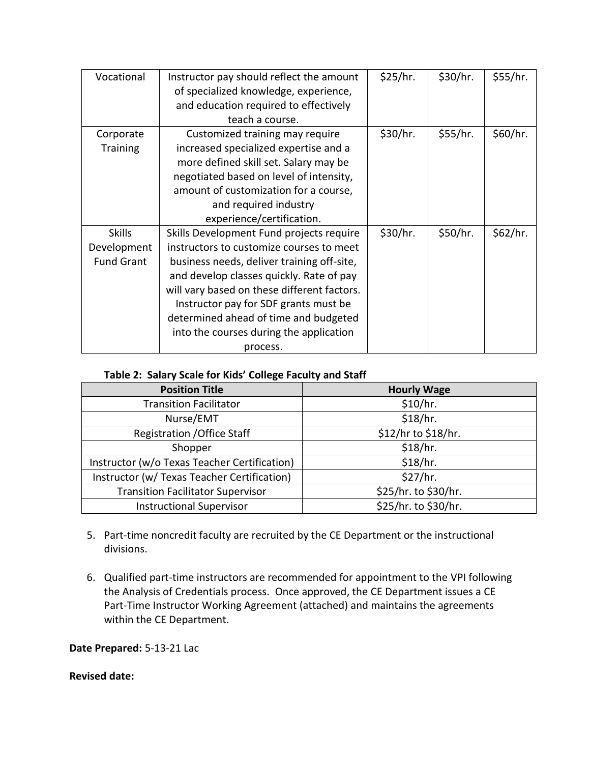| | | | | |
|---|---|---|---|---|
| Vocational | Instructor pay should reflect the amount of specialized knowledge, experience, and education required to effectively teach a course. | $25/hr. | $30/hr. | $55/hr. |
| Corporate Training | Customized training may require increased specialized expertise and a more defined skill set. Salary may be negotiated based on level of intensity, amount of customization for a course, and required industry experience/certification. | $30/hr. | $55/hr. | $60/hr. |
| Skills Development Fund Grant | Skills Development Fund projects require instructors to customize courses to meet business needs, deliver training off-site, and develop classes quickly. Rate of pay will vary based on these different factors. Instructor pay for SDF grants must be determined ahead of time and budgeted into the courses during the application process. | $30/hr. | $50/hr. | $62/hr. |

**Table 2: Salary Scale for Kids' College Faculty and Staff**

| Position Title | Hourly Wage |
|---|---|
| Transition Facilitator | $10/hr. |
| Nurse/EMT | $18/hr. |
| Registration /Office Staff | $12/hr to $18/hr. |
| Shopper | $18/hr. |
| Instructor (w/o Texas Teacher Certification) | $18/hr. |
| Instructor (w/ Texas Teacher Certification) | $27/hr. |
| Transition Facilitator Supervisor | $25/hr. to $30/hr. |
| Instructional Supervisor | $25/hr. to $30/hr. |

5. Part-time noncredit faculty are recruited by the CE Department or the instructional divisions.

6. Qualified part-time instructors are recommended for appointment to the VPI following the Analysis of Credentials process. Once approved, the CE Department issues a CE Part-Time Instructor Working Agreement (attached) and maintains the agreements within the CE Department.

**Date Prepared:** 5-13-21 Lac

**Revised date:**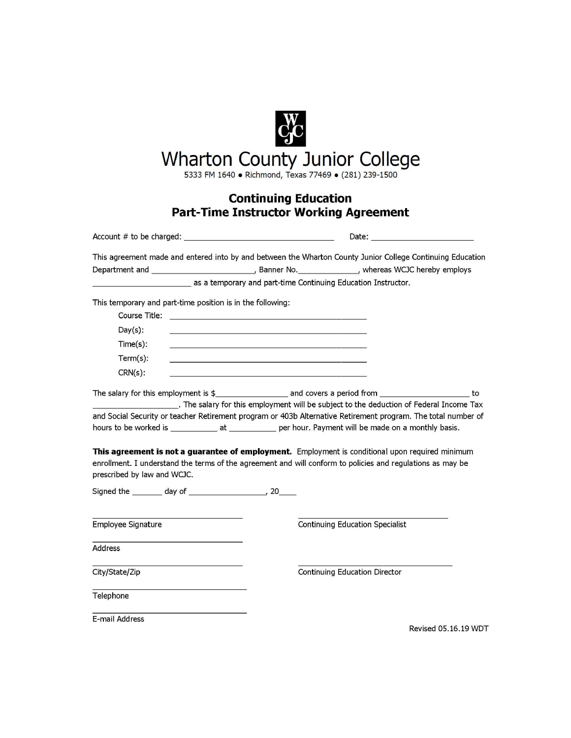# Wharton County Junior College

5333 FM 1640 • Richmond, Texas 77469 • (281) 239-1500

## Continuing Education
## Part-Time Instructor Working Agreement

Account # to be charged: ______________________________ Date: ______________________

This agreement made and entered into by and between the Wharton County Junior College Continuing Education Department and ______________________, Banner No.______________, whereas WCJC hereby employs ______________________ as a temporary and part-time Continuing Education Instructor.

This temporary and part-time position is in the following:

Course Title: ______________________________________________

Day(s): ______________________________________________

Time(s): ______________________________________________

Term(s): ______________________________________________

CRN(s): ______________________________________________

The salary for this employment is $________________ and covers a period from ____________________ to ____________________. The salary for this employment will be subject to the deduction of Federal Income Tax and Social Security or teacher Retirement program or 403b Alternative Retirement program. The total number of hours to be worked is __________ at __________ per hour. Payment will be made on a monthly basis.

**This agreement is not a guarantee of employment.** Employment is conditional upon required minimum enrollment. I understand the terms of the agreement and will conform to policies and regulations as may be prescribed by law and WCJC.

Signed the _______ day of _________________, 20____

______________________________
Employee Signature

______________________________
Continuing Education Specialist

______________________________
Address

______________________________
City/State/Zip

______________________________
Continuing Education Director

______________________________
Telephone

______________________________
E-mail Address

Revised 05.16.19 WDT